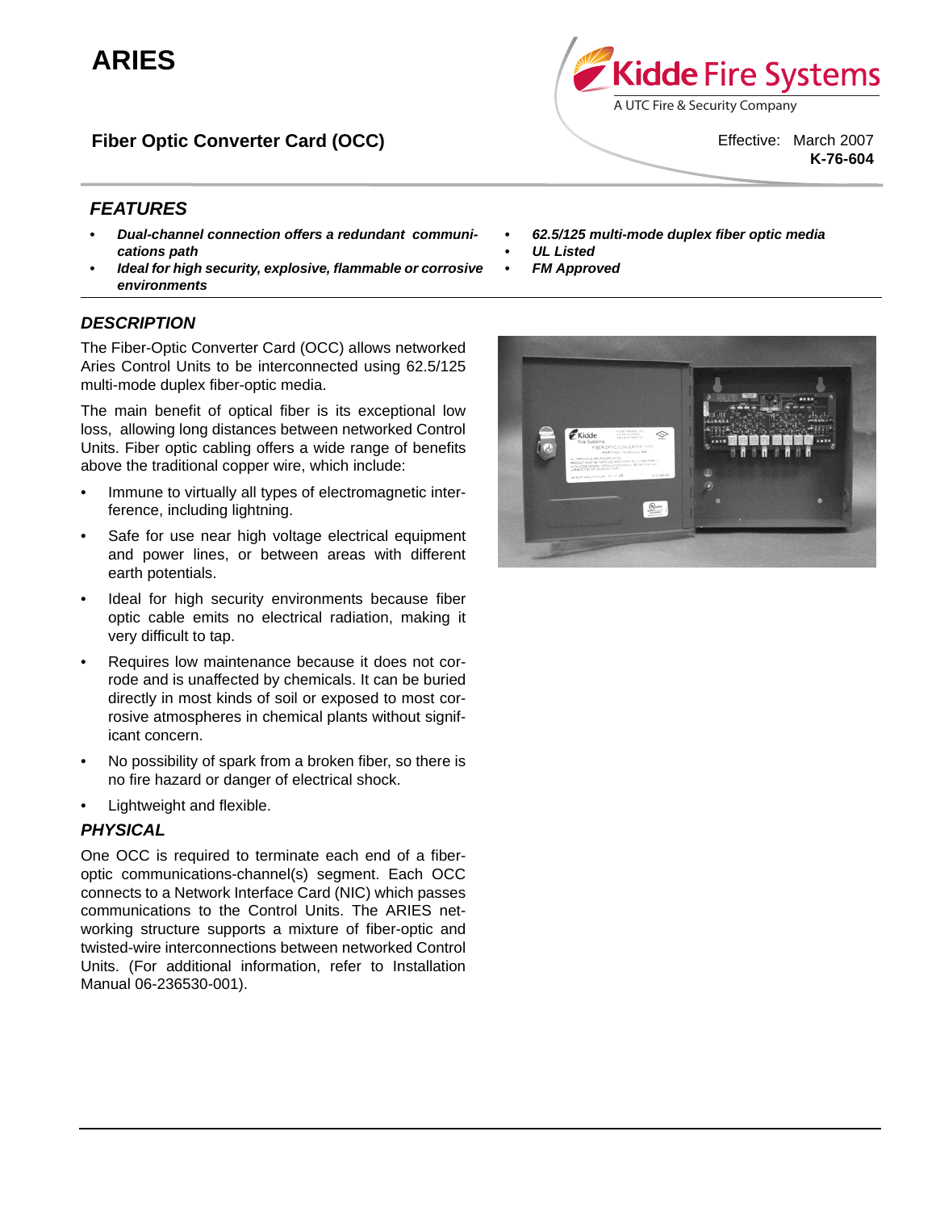# ARIES

## Fiber Optic Converter Card (OCC)

Kidde Fire Systems
A UTC Fire & Security Company

Effective: March 2007
**K-76-604**

### FEATURES

- ***Dual-channel connection offers a redundant communications path***
- ***Ideal for high security, explosive, flammable or corrosive environments***
- ***62.5/125 multi-mode duplex fiber optic media***
- ***UL Listed***
- ***FM Approved***

### DESCRIPTION

The Fiber-Optic Converter Card (OCC) allows networked Aries Control Units to be interconnected using 62.5/125 multi-mode duplex fiber-optic media.

The main benefit of optical fiber is its exceptional low loss, allowing long distances between networked Control Units. Fiber optic cabling offers a wide range of benefits above the traditional copper wire, which include:

- Immune to virtually all types of electromagnetic interference, including lightning.
- Safe for use near high voltage electrical equipment and power lines, or between areas with different earth potentials.
- Ideal for high security environments because fiber optic cable emits no electrical radiation, making it very difficult to tap.
- Requires low maintenance because it does not corrode and is unaffected by chemicals. It can be buried directly in most kinds of soil or exposed to most corrosive atmospheres in chemical plants without significant concern.
- No possibility of spark from a broken fiber, so there is no fire hazard or danger of electrical shock.
- Lightweight and flexible.

### PHYSICAL

One OCC is required to terminate each end of a fiber-optic communications-channel(s) segment. Each OCC connects to a Network Interface Card (NIC) which passes communications to the Control Units. The ARIES networking structure supports a mixture of fiber-optic and twisted-wire interconnections between networked Control Units. (For additional information, refer to Installation Manual 06-236530-001).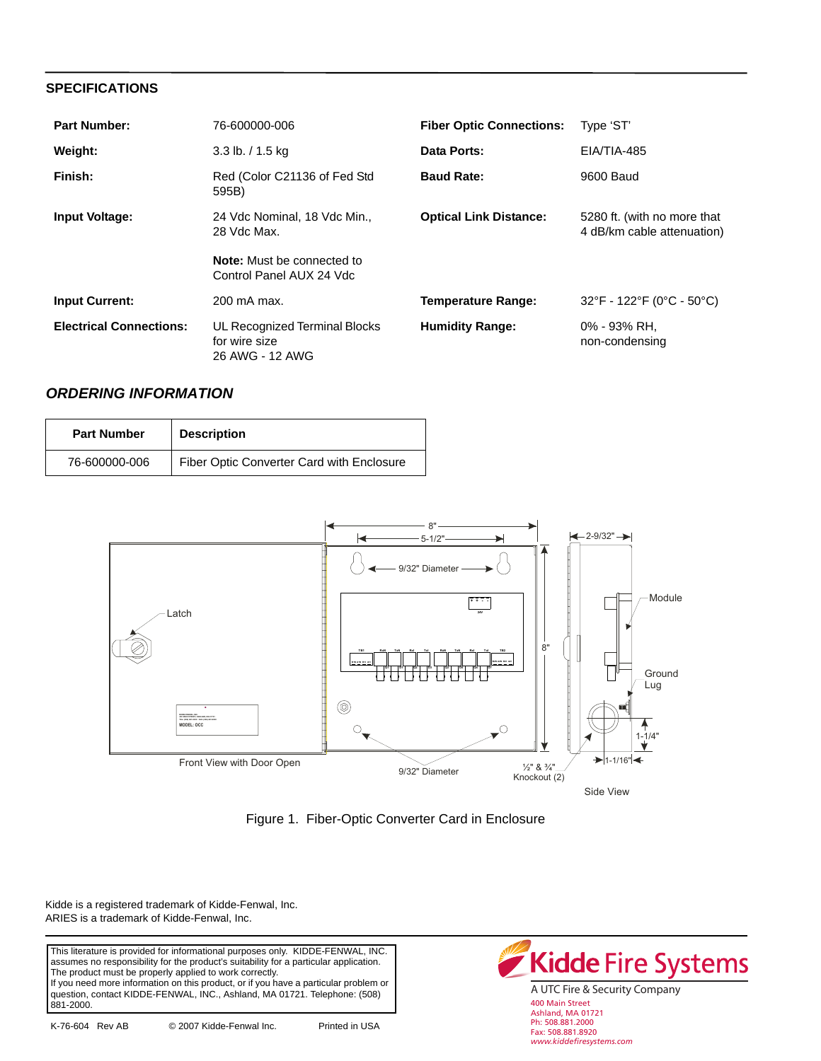## SPECIFICATIONS

| | | | |
|---|---|---|---|
| **Part Number:** | 76-600000-006 | **Fiber Optic Connections:** | Type 'ST' |
| **Weight:** | 3.3 lb. / 1.5 kg | **Data Ports:** | EIA/TIA-485 |
| **Finish:** | Red (Color C21136 of Fed Std 595B) | **Baud Rate:** | 9600 Baud |
| **Input Voltage:** | 24 Vdc Nominal, 18 Vdc Min., 28 Vdc Max.<br><br>**Note:** Must be connected to Control Panel AUX 24 Vdc | **Optical Link Distance:** | 5280 ft. (with no more that 4 dB/km cable attenuation) |
| **Input Current:** | 200 mA max. | **Temperature Range:** | 32°F - 122°F (0°C - 50°C) |
| **Electrical Connections:** | UL Recognized Terminal Blocks for wire size 26 AWG - 12 AWG | **Humidity Range:** | 0% - 93% RH, non-condensing |

## *ORDERING INFORMATION*

| Part Number | Description |
|---|---|
| 76-600000-006 | Fiber Optic Converter Card with Enclosure |

8"
5-1/2"
9/32" Diameter
2-9/32"
Module
Latch
8"
Ground Lug
1-1/4"
1-1/16"
Front View with Door Open
9/32" Diameter
½" & ¾" Knockout (2)
Side View

Figure 1. Fiber-Optic Converter Card in Enclosure

Kidde is a registered trademark of Kidde-Fenwal, Inc.
ARIES is a trademark of Kidde-Fenwal, Inc.

This literature is provided for informational purposes only. KIDDE-FENWAL, INC. assumes no responsibility for the product's suitability for a particular application. The product must be properly applied to work correctly.
If you need more information on this product, or if you have a particular problem or question, contact KIDDE-FENWAL, INC., Ashland, MA 01721. Telephone: (508) 881-2000.

K-76-604 Rev AB © 2007 Kidde-Fenwal Inc. Printed in USA

**Kidde Fire Systems**
A UTC Fire & Security Company
400 Main Street
Ashland, MA 01721
Ph: 508.881.2000
Fax: 508.881.8920
www.kiddefiresystems.com